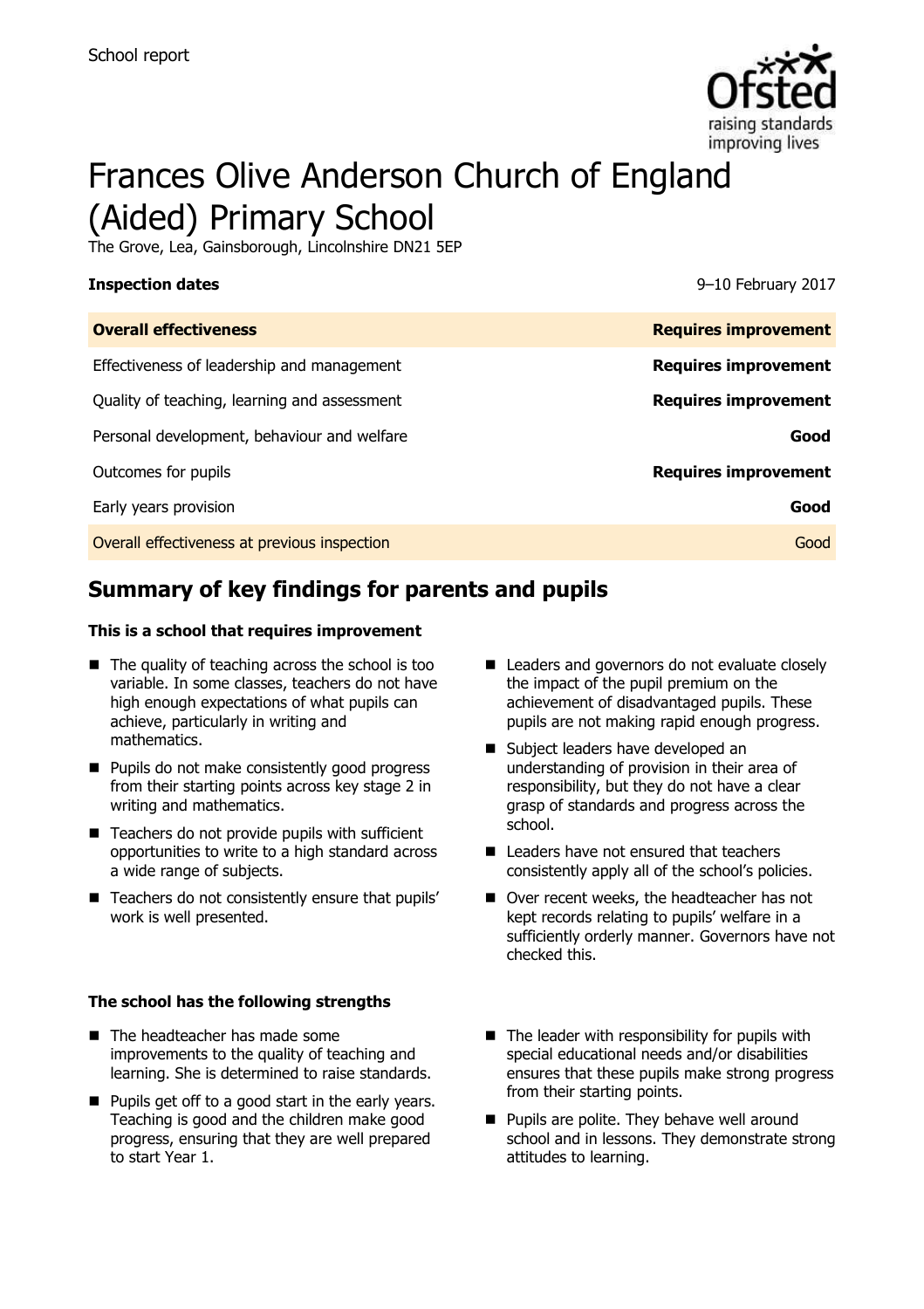School report

# Frances Olive Anderson Church of England (Aided) Primary School

The Grove, Lea, Gainsborough, Lincolnshire DN21 5EP

**Inspection dates** 9–10 February 2017

| **Overall effectiveness** | **Requires improvement** |
| --- | --- |
| Effectiveness of leadership and management | **Requires improvement** |
| Quality of teaching, learning and assessment | **Requires improvement** |
| Personal development, behaviour and welfare | **Good** |
| Outcomes for pupils | **Requires improvement** |
| Early years provision | **Good** |
| Overall effectiveness at previous inspection | Good |

## Summary of key findings for parents and pupils

**This is a school that requires improvement**

- The quality of teaching across the school is too variable. In some classes, teachers do not have high enough expectations of what pupils can achieve, particularly in writing and mathematics.
- Pupils do not make consistently good progress from their starting points across key stage 2 in writing and mathematics.
- Teachers do not provide pupils with sufficient opportunities to write to a high standard across a wide range of subjects.
- Teachers do not consistently ensure that pupils' work is well presented.
- Leaders and governors do not evaluate closely the impact of the pupil premium on the achievement of disadvantaged pupils. These pupils are not making rapid enough progress.
- Subject leaders have developed an understanding of provision in their area of responsibility, but they do not have a clear grasp of standards and progress across the school.
- Leaders have not ensured that teachers consistently apply all of the school's policies.
- Over recent weeks, the headteacher has not kept records relating to pupils' welfare in a sufficiently orderly manner. Governors have not checked this.

**The school has the following strengths**

- The headteacher has made some improvements to the quality of teaching and learning. She is determined to raise standards.
- Pupils get off to a good start in the early years. Teaching is good and the children make good progress, ensuring that they are well prepared to start Year 1.
- The leader with responsibility for pupils with special educational needs and/or disabilities ensures that these pupils make strong progress from their starting points.
- Pupils are polite. They behave well around school and in lessons. They demonstrate strong attitudes to learning.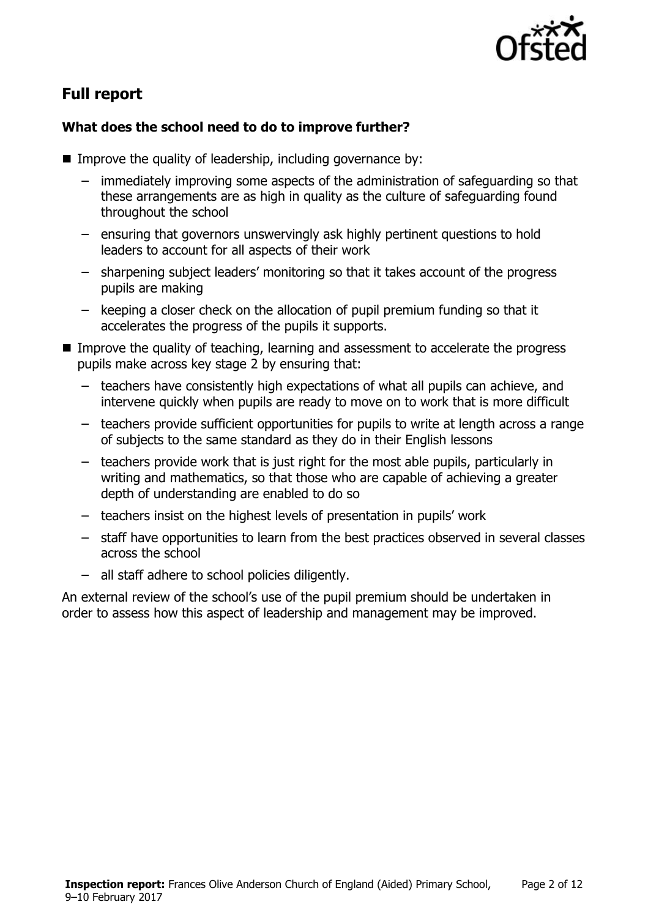## Full report

### What does the school need to do to improve further?

- Improve the quality of leadership, including governance by:
  - immediately improving some aspects of the administration of safeguarding so that these arrangements are as high in quality as the culture of safeguarding found throughout the school
  - ensuring that governors unswervingly ask highly pertinent questions to hold leaders to account for all aspects of their work
  - sharpening subject leaders' monitoring so that it takes account of the progress pupils are making
  - keeping a closer check on the allocation of pupil premium funding so that it accelerates the progress of the pupils it supports.
- Improve the quality of teaching, learning and assessment to accelerate the progress pupils make across key stage 2 by ensuring that:
  - teachers have consistently high expectations of what all pupils can achieve, and intervene quickly when pupils are ready to move on to work that is more difficult
  - teachers provide sufficient opportunities for pupils to write at length across a range of subjects to the same standard as they do in their English lessons
  - teachers provide work that is just right for the most able pupils, particularly in writing and mathematics, so that those who are capable of achieving a greater depth of understanding are enabled to do so
  - teachers insist on the highest levels of presentation in pupils' work
  - staff have opportunities to learn from the best practices observed in several classes across the school
  - all staff adhere to school policies diligently.

An external review of the school's use of the pupil premium should be undertaken in order to assess how this aspect of leadership and management may be improved.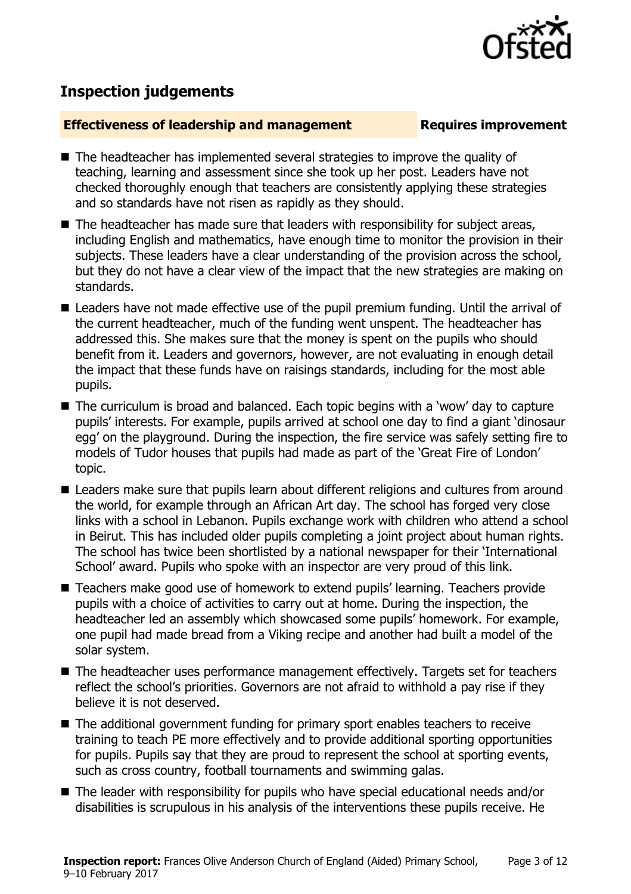## Inspection judgements

**Effectiveness of leadership and management** **Requires improvement**

- The headteacher has implemented several strategies to improve the quality of teaching, learning and assessment since she took up her post. Leaders have not checked thoroughly enough that teachers are consistently applying these strategies and so standards have not risen as rapidly as they should.
- The headteacher has made sure that leaders with responsibility for subject areas, including English and mathematics, have enough time to monitor the provision in their subjects. These leaders have a clear understanding of the provision across the school, but they do not have a clear view of the impact that the new strategies are making on standards.
- Leaders have not made effective use of the pupil premium funding. Until the arrival of the current headteacher, much of the funding went unspent. The headteacher has addressed this. She makes sure that the money is spent on the pupils who should benefit from it. Leaders and governors, however, are not evaluating in enough detail the impact that these funds have on raisings standards, including for the most able pupils.
- The curriculum is broad and balanced. Each topic begins with a 'wow' day to capture pupils' interests. For example, pupils arrived at school one day to find a giant 'dinosaur egg' on the playground. During the inspection, the fire service was safely setting fire to models of Tudor houses that pupils had made as part of the 'Great Fire of London' topic.
- Leaders make sure that pupils learn about different religions and cultures from around the world, for example through an African Art day. The school has forged very close links with a school in Lebanon. Pupils exchange work with children who attend a school in Beirut. This has included older pupils completing a joint project about human rights. The school has twice been shortlisted by a national newspaper for their 'International School' award. Pupils who spoke with an inspector are very proud of this link.
- Teachers make good use of homework to extend pupils' learning. Teachers provide pupils with a choice of activities to carry out at home. During the inspection, the headteacher led an assembly which showcased some pupils' homework. For example, one pupil had made bread from a Viking recipe and another had built a model of the solar system.
- The headteacher uses performance management effectively. Targets set for teachers reflect the school's priorities. Governors are not afraid to withhold a pay rise if they believe it is not deserved.
- The additional government funding for primary sport enables teachers to receive training to teach PE more effectively and to provide additional sporting opportunities for pupils. Pupils say that they are proud to represent the school at sporting events, such as cross country, football tournaments and swimming galas.
- The leader with responsibility for pupils who have special educational needs and/or disabilities is scrupulous in his analysis of the interventions these pupils receive. He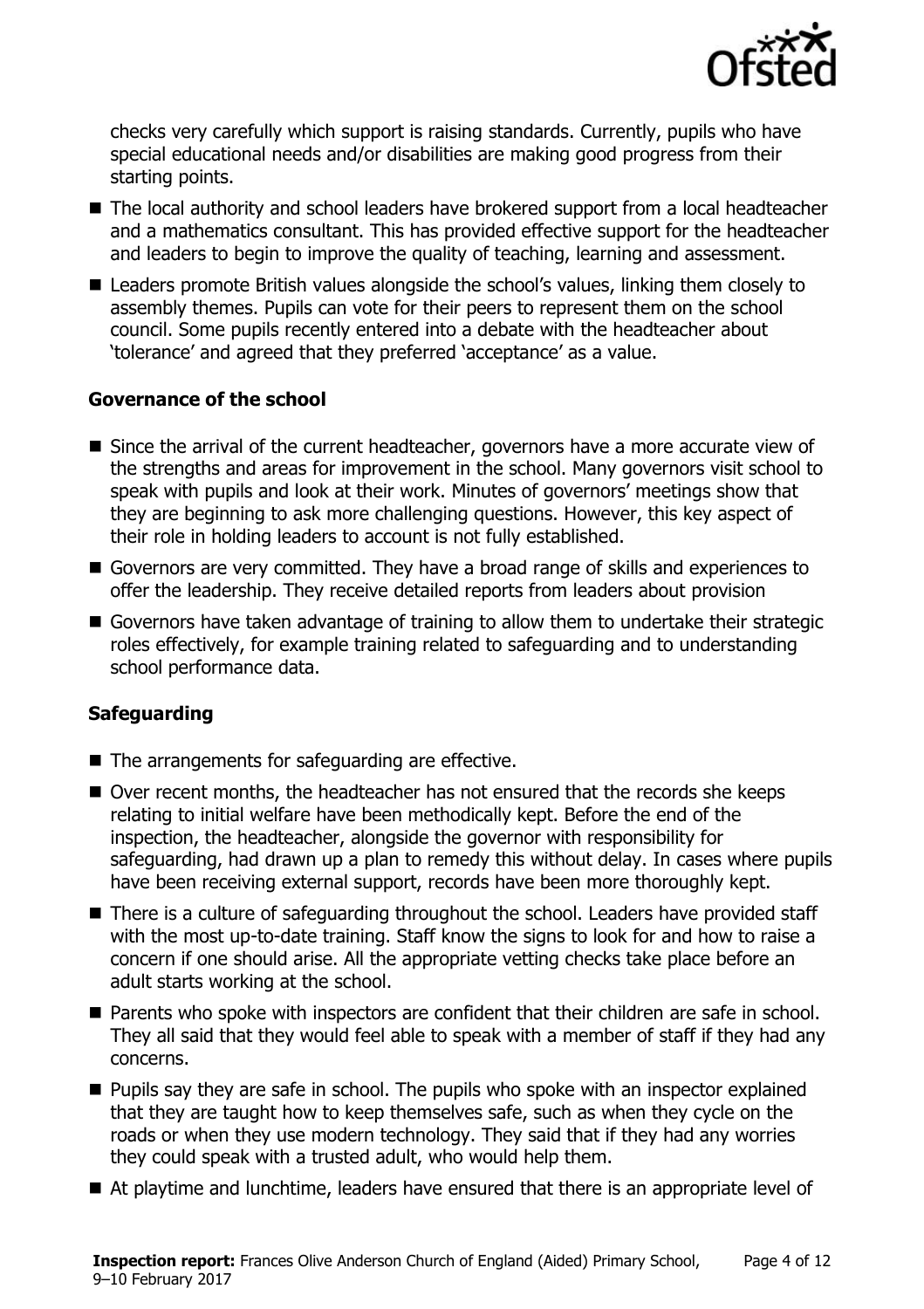checks very carefully which support is raising standards. Currently, pupils who have special educational needs and/or disabilities are making good progress from their starting points.

- The local authority and school leaders have brokered support from a local headteacher and a mathematics consultant. This has provided effective support for the headteacher and leaders to begin to improve the quality of teaching, learning and assessment.
- Leaders promote British values alongside the school's values, linking them closely to assembly themes. Pupils can vote for their peers to represent them on the school council. Some pupils recently entered into a debate with the headteacher about 'tolerance' and agreed that they preferred 'acceptance' as a value.

### Governance of the school

- Since the arrival of the current headteacher, governors have a more accurate view of the strengths and areas for improvement in the school. Many governors visit school to speak with pupils and look at their work. Minutes of governors' meetings show that they are beginning to ask more challenging questions. However, this key aspect of their role in holding leaders to account is not fully established.
- Governors are very committed. They have a broad range of skills and experiences to offer the leadership. They receive detailed reports from leaders about provision
- Governors have taken advantage of training to allow them to undertake their strategic roles effectively, for example training related to safeguarding and to understanding school performance data.

### Safeguarding

- The arrangements for safeguarding are effective.
- Over recent months, the headteacher has not ensured that the records she keeps relating to initial welfare have been methodically kept. Before the end of the inspection, the headteacher, alongside the governor with responsibility for safeguarding, had drawn up a plan to remedy this without delay. In cases where pupils have been receiving external support, records have been more thoroughly kept.
- There is a culture of safeguarding throughout the school. Leaders have provided staff with the most up-to-date training. Staff know the signs to look for and how to raise a concern if one should arise. All the appropriate vetting checks take place before an adult starts working at the school.
- Parents who spoke with inspectors are confident that their children are safe in school. They all said that they would feel able to speak with a member of staff if they had any concerns.
- Pupils say they are safe in school. The pupils who spoke with an inspector explained that they are taught how to keep themselves safe, such as when they cycle on the roads or when they use modern technology. They said that if they had any worries they could speak with a trusted adult, who would help them.
- At playtime and lunchtime, leaders have ensured that there is an appropriate level of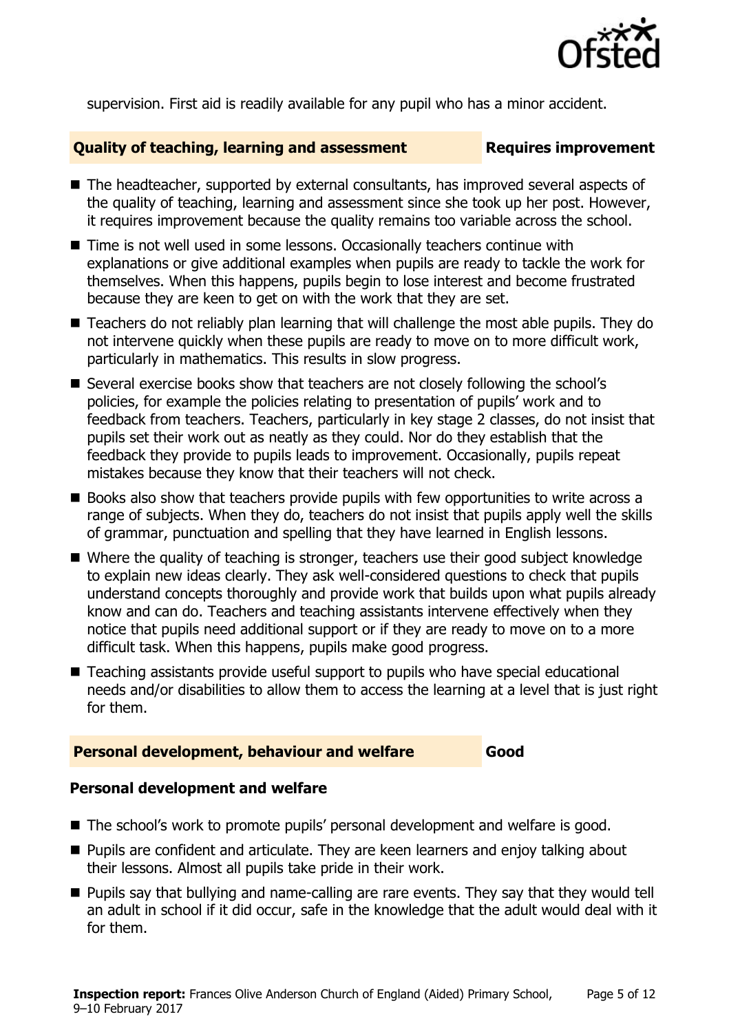supervision. First aid is readily available for any pupil who has a minor accident.

## Quality of teaching, learning and assessment — Requires improvement

- The headteacher, supported by external consultants, has improved several aspects of the quality of teaching, learning and assessment since she took up her post. However, it requires improvement because the quality remains too variable across the school.
- Time is not well used in some lessons. Occasionally teachers continue with explanations or give additional examples when pupils are ready to tackle the work for themselves. When this happens, pupils begin to lose interest and become frustrated because they are keen to get on with the work that they are set.
- Teachers do not reliably plan learning that will challenge the most able pupils. They do not intervene quickly when these pupils are ready to move on to more difficult work, particularly in mathematics. This results in slow progress.
- Several exercise books show that teachers are not closely following the school's policies, for example the policies relating to presentation of pupils' work and to feedback from teachers. Teachers, particularly in key stage 2 classes, do not insist that pupils set their work out as neatly as they could. Nor do they establish that the feedback they provide to pupils leads to improvement. Occasionally, pupils repeat mistakes because they know that their teachers will not check.
- Books also show that teachers provide pupils with few opportunities to write across a range of subjects. When they do, teachers do not insist that pupils apply well the skills of grammar, punctuation and spelling that they have learned in English lessons.
- Where the quality of teaching is stronger, teachers use their good subject knowledge to explain new ideas clearly. They ask well-considered questions to check that pupils understand concepts thoroughly and provide work that builds upon what pupils already know and can do. Teachers and teaching assistants intervene effectively when they notice that pupils need additional support or if they are ready to move on to a more difficult task. When this happens, pupils make good progress.
- Teaching assistants provide useful support to pupils who have special educational needs and/or disabilities to allow them to access the learning at a level that is just right for them.

## Personal development, behaviour and welfare — Good

### Personal development and welfare

- The school's work to promote pupils' personal development and welfare is good.
- Pupils are confident and articulate. They are keen learners and enjoy talking about their lessons. Almost all pupils take pride in their work.
- Pupils say that bullying and name-calling are rare events. They say that they would tell an adult in school if it did occur, safe in the knowledge that the adult would deal with it for them.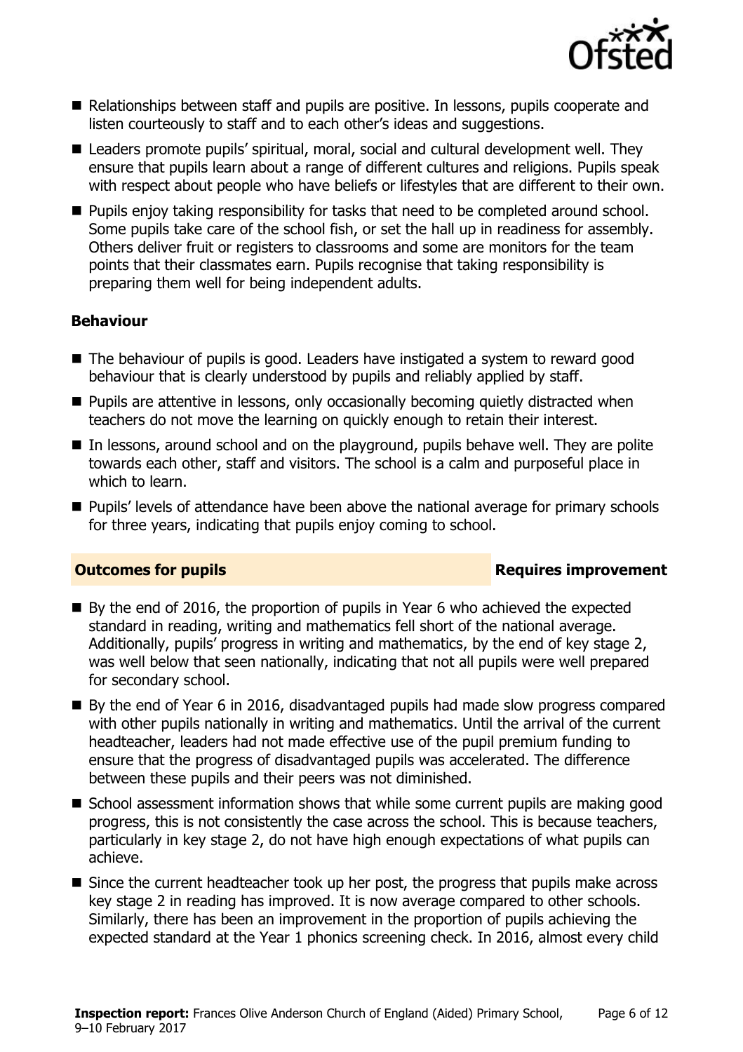- Relationships between staff and pupils are positive. In lessons, pupils cooperate and listen courteously to staff and to each other's ideas and suggestions.
- Leaders promote pupils' spiritual, moral, social and cultural development well. They ensure that pupils learn about a range of different cultures and religions. Pupils speak with respect about people who have beliefs or lifestyles that are different to their own.
- Pupils enjoy taking responsibility for tasks that need to be completed around school. Some pupils take care of the school fish, or set the hall up in readiness for assembly. Others deliver fruit or registers to classrooms and some are monitors for the team points that their classmates earn. Pupils recognise that taking responsibility is preparing them well for being independent adults.

### Behaviour

- The behaviour of pupils is good. Leaders have instigated a system to reward good behaviour that is clearly understood by pupils and reliably applied by staff.
- Pupils are attentive in lessons, only occasionally becoming quietly distracted when teachers do not move the learning on quickly enough to retain their interest.
- In lessons, around school and on the playground, pupils behave well. They are polite towards each other, staff and visitors. The school is a calm and purposeful place in which to learn.
- Pupils' levels of attendance have been above the national average for primary schools for three years, indicating that pupils enjoy coming to school.

## Outcomes for pupils — Requires improvement

- By the end of 2016, the proportion of pupils in Year 6 who achieved the expected standard in reading, writing and mathematics fell short of the national average. Additionally, pupils' progress in writing and mathematics, by the end of key stage 2, was well below that seen nationally, indicating that not all pupils were well prepared for secondary school.
- By the end of Year 6 in 2016, disadvantaged pupils had made slow progress compared with other pupils nationally in writing and mathematics. Until the arrival of the current headteacher, leaders had not made effective use of the pupil premium funding to ensure that the progress of disadvantaged pupils was accelerated. The difference between these pupils and their peers was not diminished.
- School assessment information shows that while some current pupils are making good progress, this is not consistently the case across the school. This is because teachers, particularly in key stage 2, do not have high enough expectations of what pupils can achieve.
- Since the current headteacher took up her post, the progress that pupils make across key stage 2 in reading has improved. It is now average compared to other schools. Similarly, there has been an improvement in the proportion of pupils achieving the expected standard at the Year 1 phonics screening check. In 2016, almost every child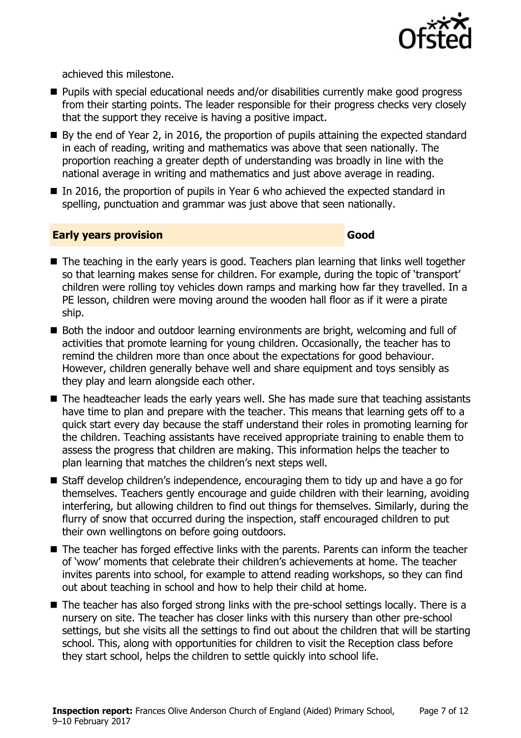achieved this milestone.

- Pupils with special educational needs and/or disabilities currently make good progress from their starting points. The leader responsible for their progress checks very closely that the support they receive is having a positive impact.
- By the end of Year 2, in 2016, the proportion of pupils attaining the expected standard in each of reading, writing and mathematics was above that seen nationally. The proportion reaching a greater depth of understanding was broadly in line with the national average in writing and mathematics and just above average in reading.
- In 2016, the proportion of pupils in Year 6 who achieved the expected standard in spelling, punctuation and grammar was just above that seen nationally.

## Early years provision — Good

- The teaching in the early years is good. Teachers plan learning that links well together so that learning makes sense for children. For example, during the topic of 'transport' children were rolling toy vehicles down ramps and marking how far they travelled. In a PE lesson, children were moving around the wooden hall floor as if it were a pirate ship.
- Both the indoor and outdoor learning environments are bright, welcoming and full of activities that promote learning for young children. Occasionally, the teacher has to remind the children more than once about the expectations for good behaviour. However, children generally behave well and share equipment and toys sensibly as they play and learn alongside each other.
- The headteacher leads the early years well. She has made sure that teaching assistants have time to plan and prepare with the teacher. This means that learning gets off to a quick start every day because the staff understand their roles in promoting learning for the children. Teaching assistants have received appropriate training to enable them to assess the progress that children are making. This information helps the teacher to plan learning that matches the children's next steps well.
- Staff develop children's independence, encouraging them to tidy up and have a go for themselves. Teachers gently encourage and guide children with their learning, avoiding interfering, but allowing children to find out things for themselves. Similarly, during the flurry of snow that occurred during the inspection, staff encouraged children to put their own wellingtons on before going outdoors.
- The teacher has forged effective links with the parents. Parents can inform the teacher of 'wow' moments that celebrate their children's achievements at home. The teacher invites parents into school, for example to attend reading workshops, so they can find out about teaching in school and how to help their child at home.
- The teacher has also forged strong links with the pre-school settings locally. There is a nursery on site. The teacher has closer links with this nursery than other pre-school settings, but she visits all the settings to find out about the children that will be starting school. This, along with opportunities for children to visit the Reception class before they start school, helps the children to settle quickly into school life.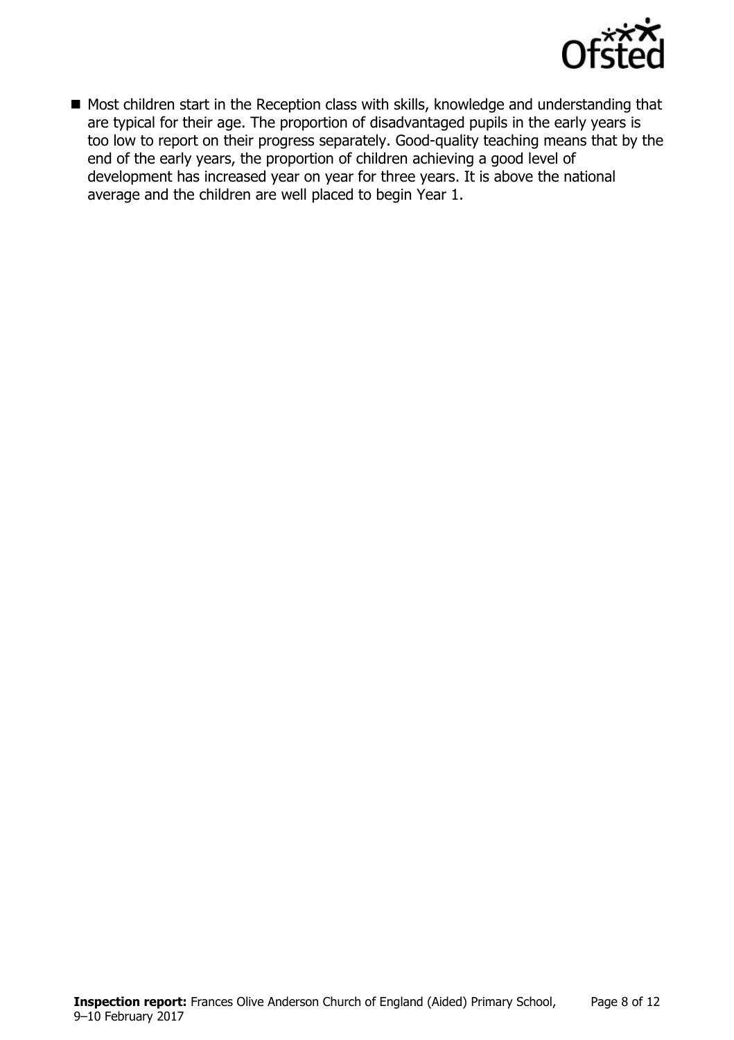- Most children start in the Reception class with skills, knowledge and understanding that are typical for their age. The proportion of disadvantaged pupils in the early years is too low to report on their progress separately. Good-quality teaching means that by the end of the early years, the proportion of children achieving a good level of development has increased year on year for three years. It is above the national average and the children are well placed to begin Year 1.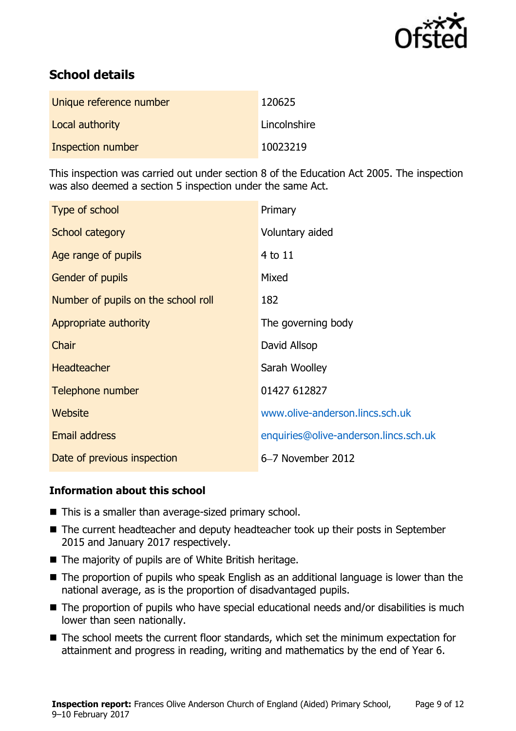## School details

| | |
|---|---|
| Unique reference number | 120625 |
| Local authority | Lincolnshire |
| Inspection number | 10023219 |

This inspection was carried out under section 8 of the Education Act 2005. The inspection was also deemed a section 5 inspection under the same Act.

| | |
|---|---|
| Type of school | Primary |
| School category | Voluntary aided |
| Age range of pupils | 4 to 11 |
| Gender of pupils | Mixed |
| Number of pupils on the school roll | 182 |
| Appropriate authority | The governing body |
| Chair | David Allsop |
| Headteacher | Sarah Woolley |
| Telephone number | 01427 612827 |
| Website | www.olive-anderson.lincs.sch.uk |
| Email address | enquiries@olive-anderson.lincs.sch.uk |
| Date of previous inspection | 6–7 November 2012 |

### Information about this school

- This is a smaller than average-sized primary school.
- The current headteacher and deputy headteacher took up their posts in September 2015 and January 2017 respectively.
- The majority of pupils are of White British heritage.
- The proportion of pupils who speak English as an additional language is lower than the national average, as is the proportion of disadvantaged pupils.
- The proportion of pupils who have special educational needs and/or disabilities is much lower than seen nationally.
- The school meets the current floor standards, which set the minimum expectation for attainment and progress in reading, writing and mathematics by the end of Year 6.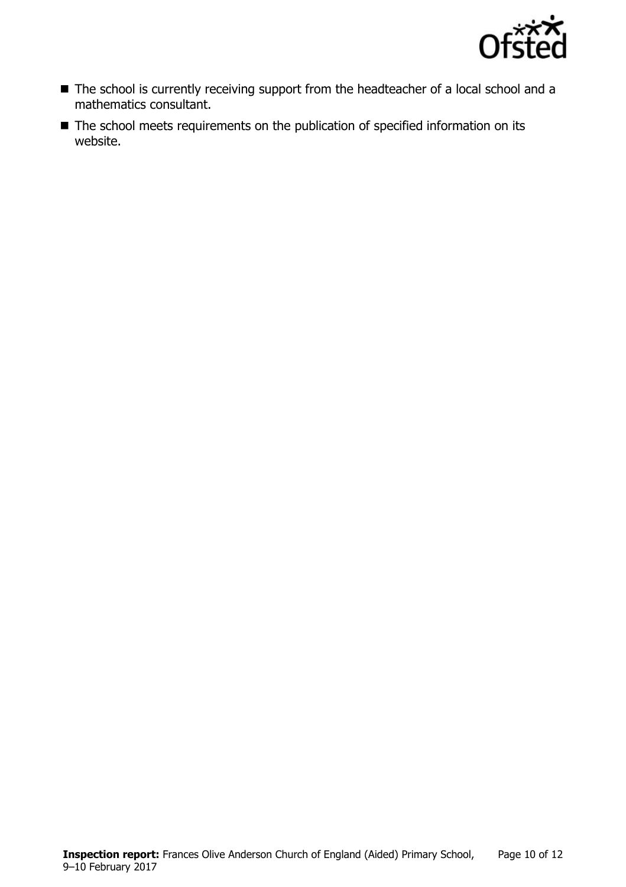- The school is currently receiving support from the headteacher of a local school and a mathematics consultant.
- The school meets requirements on the publication of specified information on its website.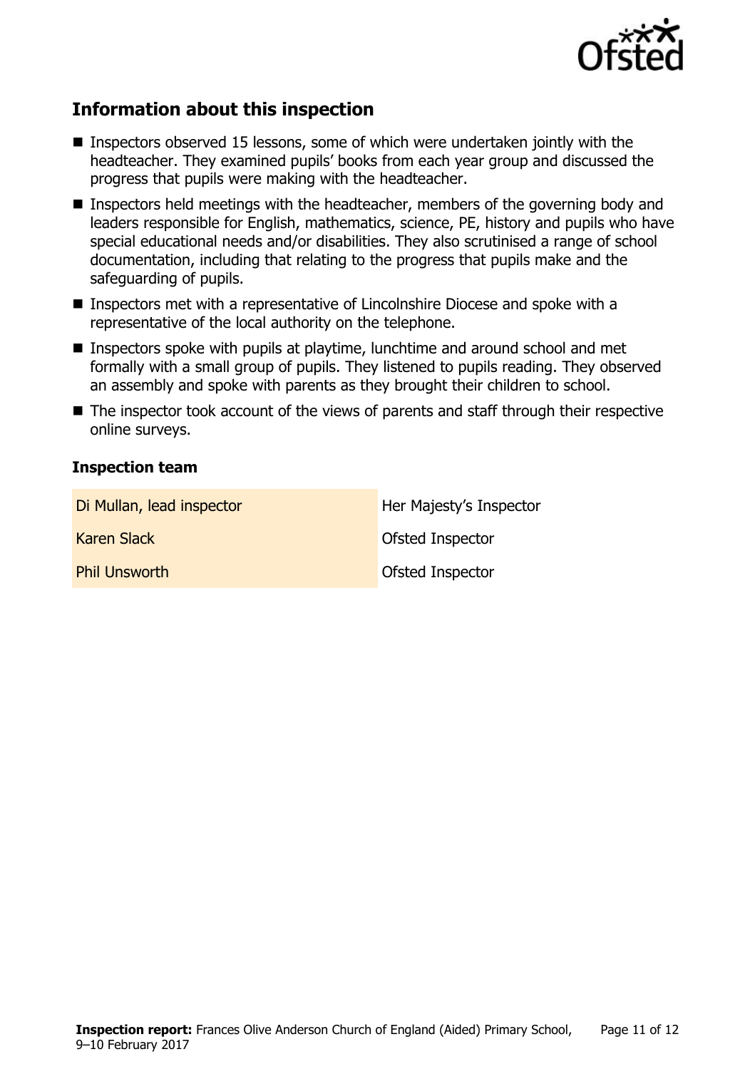## Information about this inspection

- Inspectors observed 15 lessons, some of which were undertaken jointly with the headteacher. They examined pupils' books from each year group and discussed the progress that pupils were making with the headteacher.
- Inspectors held meetings with the headteacher, members of the governing body and leaders responsible for English, mathematics, science, PE, history and pupils who have special educational needs and/or disabilities. They also scrutinised a range of school documentation, including that relating to the progress that pupils make and the safeguarding of pupils.
- Inspectors met with a representative of Lincolnshire Diocese and spoke with a representative of the local authority on the telephone.
- Inspectors spoke with pupils at playtime, lunchtime and around school and met formally with a small group of pupils. They listened to pupils reading. They observed an assembly and spoke with parents as they brought their children to school.
- The inspector took account of the views of parents and staff through their respective online surveys.

### Inspection team

| | |
|---|---|
| Di Mullan, lead inspector | Her Majesty's Inspector |
| Karen Slack | Ofsted Inspector |
| Phil Unsworth | Ofsted Inspector |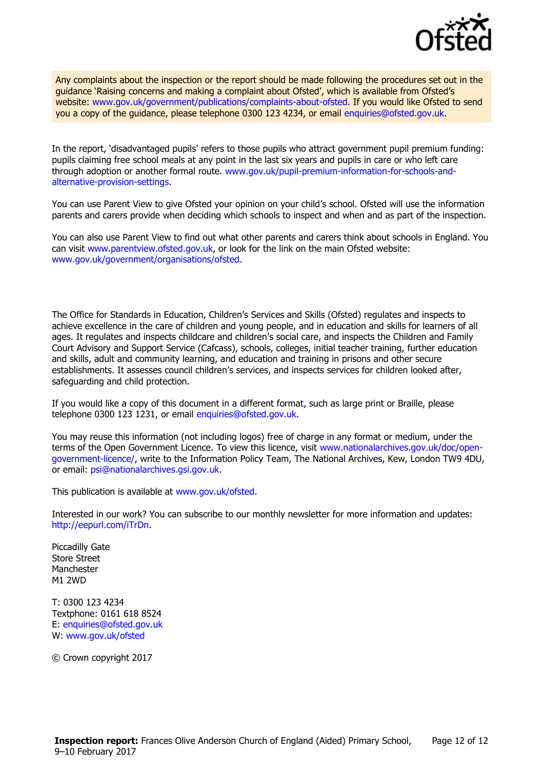Any complaints about the inspection or the report should be made following the procedures set out in the guidance 'Raising concerns and making a complaint about Ofsted', which is available from Ofsted's website: www.gov.uk/government/publications/complaints-about-ofsted. If you would like Ofsted to send you a copy of the guidance, please telephone 0300 123 4234, or email enquiries@ofsted.gov.uk.

In the report, 'disadvantaged pupils' refers to those pupils who attract government pupil premium funding: pupils claiming free school meals at any point in the last six years and pupils in care or who left care through adoption or another formal route. www.gov.uk/pupil-premium-information-for-schools-and-alternative-provision-settings.

You can use Parent View to give Ofsted your opinion on your child's school. Ofsted will use the information parents and carers provide when deciding which schools to inspect and when and as part of the inspection.

You can also use Parent View to find out what other parents and carers think about schools in England. You can visit www.parentview.ofsted.gov.uk, or look for the link on the main Ofsted website: www.gov.uk/government/organisations/ofsted.

The Office for Standards in Education, Children's Services and Skills (Ofsted) regulates and inspects to achieve excellence in the care of children and young people, and in education and skills for learners of all ages. It regulates and inspects childcare and children's social care, and inspects the Children and Family Court Advisory and Support Service (Cafcass), schools, colleges, initial teacher training, further education and skills, adult and community learning, and education and training in prisons and other secure establishments. It assesses council children's services, and inspects services for children looked after, safeguarding and child protection.

If you would like a copy of this document in a different format, such as large print or Braille, please telephone 0300 123 1231, or email enquiries@ofsted.gov.uk.

You may reuse this information (not including logos) free of charge in any format or medium, under the terms of the Open Government Licence. To view this licence, visit www.nationalarchives.gov.uk/doc/open-government-licence/, write to the Information Policy Team, The National Archives, Kew, London TW9 4DU, or email: psi@nationalarchives.gsi.gov.uk.

This publication is available at www.gov.uk/ofsted.

Interested in our work? You can subscribe to our monthly newsletter for more information and updates: http://eepurl.com/iTrDn.

Piccadilly Gate
Store Street
Manchester
M1 2WD

T: 0300 123 4234
Textphone: 0161 618 8524
E: enquiries@ofsted.gov.uk
W: www.gov.uk/ofsted

© Crown copyright 2017